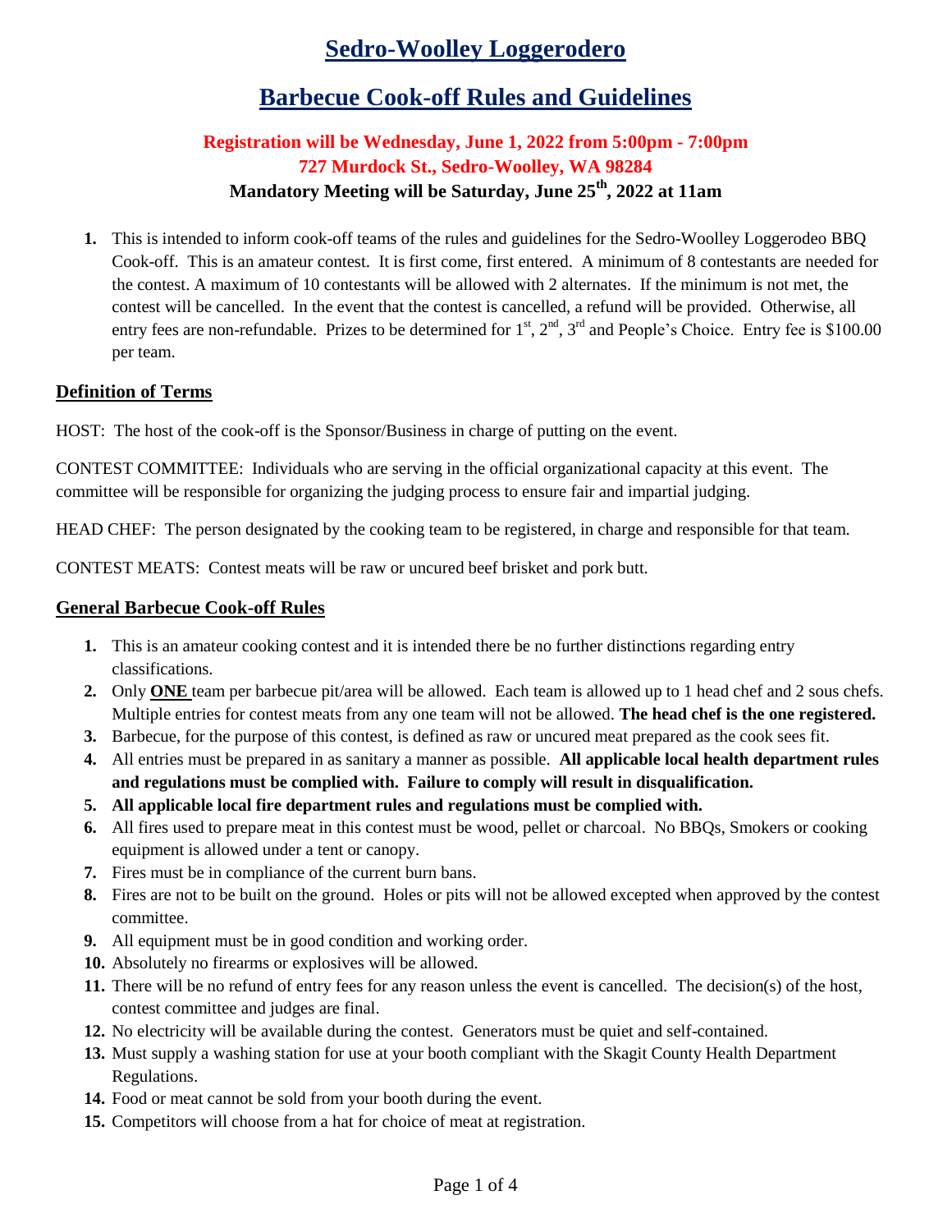# Sedro-Woolley Loggerodero

## Barbecue Cook-off Rules and Guidelines

**Registration will be Wednesday, June 1, 2022 from 5:00pm - 7:00pm**
**727 Murdock St., Sedro-Woolley, WA 98284**
**Mandatory Meeting will be Saturday, June 25th, 2022 at 11am**

1. This is intended to inform cook-off teams of the rules and guidelines for the Sedro-Woolley Loggerodeo BBQ Cook-off. This is an amateur contest. It is first come, first entered. A minimum of 8 contestants are needed for the contest. A maximum of 10 contestants will be allowed with 2 alternates. If the minimum is not met, the contest will be cancelled. In the event that the contest is cancelled, a refund will be provided. Otherwise, all entry fees are non-refundable. Prizes to be determined for 1st, 2nd, 3rd and People's Choice. Entry fee is $100.00 per team.

### Definition of Terms

HOST: The host of the cook-off is the Sponsor/Business in charge of putting on the event.

CONTEST COMMITTEE: Individuals who are serving in the official organizational capacity at this event. The committee will be responsible for organizing the judging process to ensure fair and impartial judging.

HEAD CHEF: The person designated by the cooking team to be registered, in charge and responsible for that team.

CONTEST MEATS: Contest meats will be raw or uncured beef brisket and pork butt.

### General Barbecue Cook-off Rules

1. This is an amateur cooking contest and it is intended there be no further distinctions regarding entry classifications.
2. Only **ONE** team per barbecue pit/area will be allowed. Each team is allowed up to 1 head chef and 2 sous chefs. Multiple entries for contest meats from any one team will not be allowed. **The head chef is the one registered.**
3. Barbecue, for the purpose of this contest, is defined as raw or uncured meat prepared as the cook sees fit.
4. All entries must be prepared in as sanitary a manner as possible. **All applicable local health department rules and regulations must be complied with. Failure to comply will result in disqualification.**
5. **All applicable local fire department rules and regulations must be complied with.**
6. All fires used to prepare meat in this contest must be wood, pellet or charcoal. No BBQs, Smokers or cooking equipment is allowed under a tent or canopy.
7. Fires must be in compliance of the current burn bans.
8. Fires are not to be built on the ground. Holes or pits will not be allowed excepted when approved by the contest committee.
9. All equipment must be in good condition and working order.
10. Absolutely no firearms or explosives will be allowed.
11. There will be no refund of entry fees for any reason unless the event is cancelled. The decision(s) of the host, contest committee and judges are final.
12. No electricity will be available during the contest. Generators must be quiet and self-contained.
13. Must supply a washing station for use at your booth compliant with the Skagit County Health Department Regulations.
14. Food or meat cannot be sold from your booth during the event.
15. Competitors will choose from a hat for choice of meat at registration.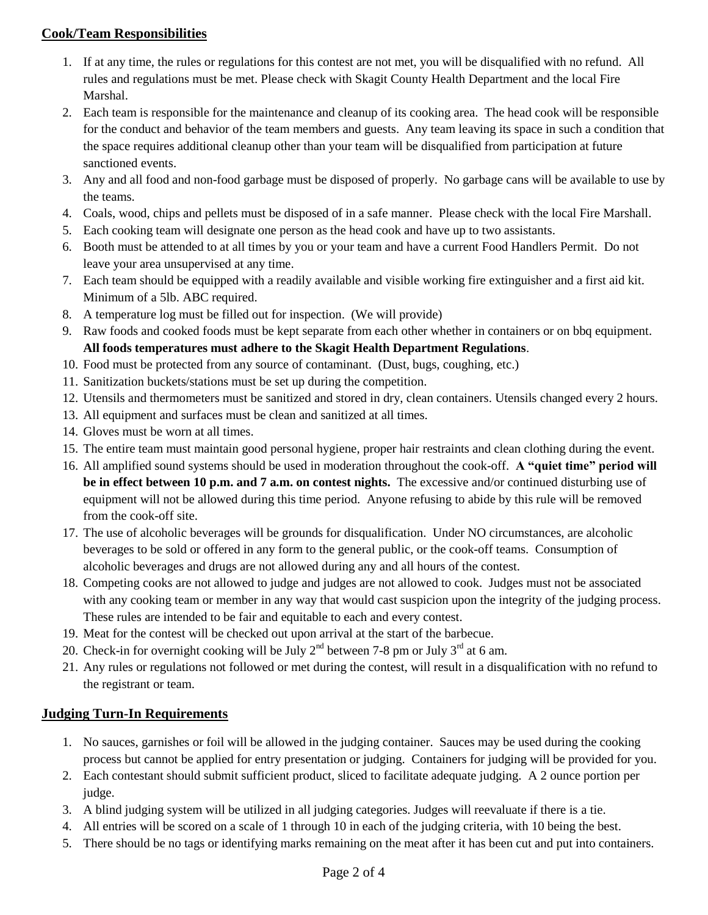## **Cook/Team Responsibilities**

1. If at any time, the rules or regulations for this contest are not met, you will be disqualified with no refund. All rules and regulations must be met. Please check with Skagit County Health Department and the local Fire Marshal.
2. Each team is responsible for the maintenance and cleanup of its cooking area. The head cook will be responsible for the conduct and behavior of the team members and guests. Any team leaving its space in such a condition that the space requires additional cleanup other than your team will be disqualified from participation at future sanctioned events.
3. Any and all food and non-food garbage must be disposed of properly. No garbage cans will be available to use by the teams.
4. Coals, wood, chips and pellets must be disposed of in a safe manner. Please check with the local Fire Marshall.
5. Each cooking team will designate one person as the head cook and have up to two assistants.
6. Booth must be attended to at all times by you or your team and have a current Food Handlers Permit. Do not leave your area unsupervised at any time.
7. Each team should be equipped with a readily available and visible working fire extinguisher and a first aid kit. Minimum of a 5lb. ABC required.
8. A temperature log must be filled out for inspection. (We will provide)
9. Raw foods and cooked foods must be kept separate from each other whether in containers or on bbq equipment. **All foods temperatures must adhere to the Skagit Health Department Regulations**.
10. Food must be protected from any source of contaminant. (Dust, bugs, coughing, etc.)
11. Sanitization buckets/stations must be set up during the competition.
12. Utensils and thermometers must be sanitized and stored in dry, clean containers. Utensils changed every 2 hours.
13. All equipment and surfaces must be clean and sanitized at all times.
14. Gloves must be worn at all times.
15. The entire team must maintain good personal hygiene, proper hair restraints and clean clothing during the event.
16. All amplified sound systems should be used in moderation throughout the cook-off. **A "quiet time" period will be in effect between 10 p.m. and 7 a.m. on contest nights.** The excessive and/or continued disturbing use of equipment will not be allowed during this time period. Anyone refusing to abide by this rule will be removed from the cook-off site.
17. The use of alcoholic beverages will be grounds for disqualification. Under NO circumstances, are alcoholic beverages to be sold or offered in any form to the general public, or the cook-off teams. Consumption of alcoholic beverages and drugs are not allowed during any and all hours of the contest.
18. Competing cooks are not allowed to judge and judges are not allowed to cook. Judges must not be associated with any cooking team or member in any way that would cast suspicion upon the integrity of the judging process. These rules are intended to be fair and equitable to each and every contest.
19. Meat for the contest will be checked out upon arrival at the start of the barbecue.
20. Check-in for overnight cooking will be July 2nd between 7-8 pm or July 3rd at 6 am.
21. Any rules or regulations not followed or met during the contest, will result in a disqualification with no refund to the registrant or team.

## **Judging Turn-In Requirements**

1. No sauces, garnishes or foil will be allowed in the judging container. Sauces may be used during the cooking process but cannot be applied for entry presentation or judging. Containers for judging will be provided for you.
2. Each contestant should submit sufficient product, sliced to facilitate adequate judging. A 2 ounce portion per judge.
3. A blind judging system will be utilized in all judging categories. Judges will reevaluate if there is a tie.
4. All entries will be scored on a scale of 1 through 10 in each of the judging criteria, with 10 being the best.
5. There should be no tags or identifying marks remaining on the meat after it has been cut and put into containers.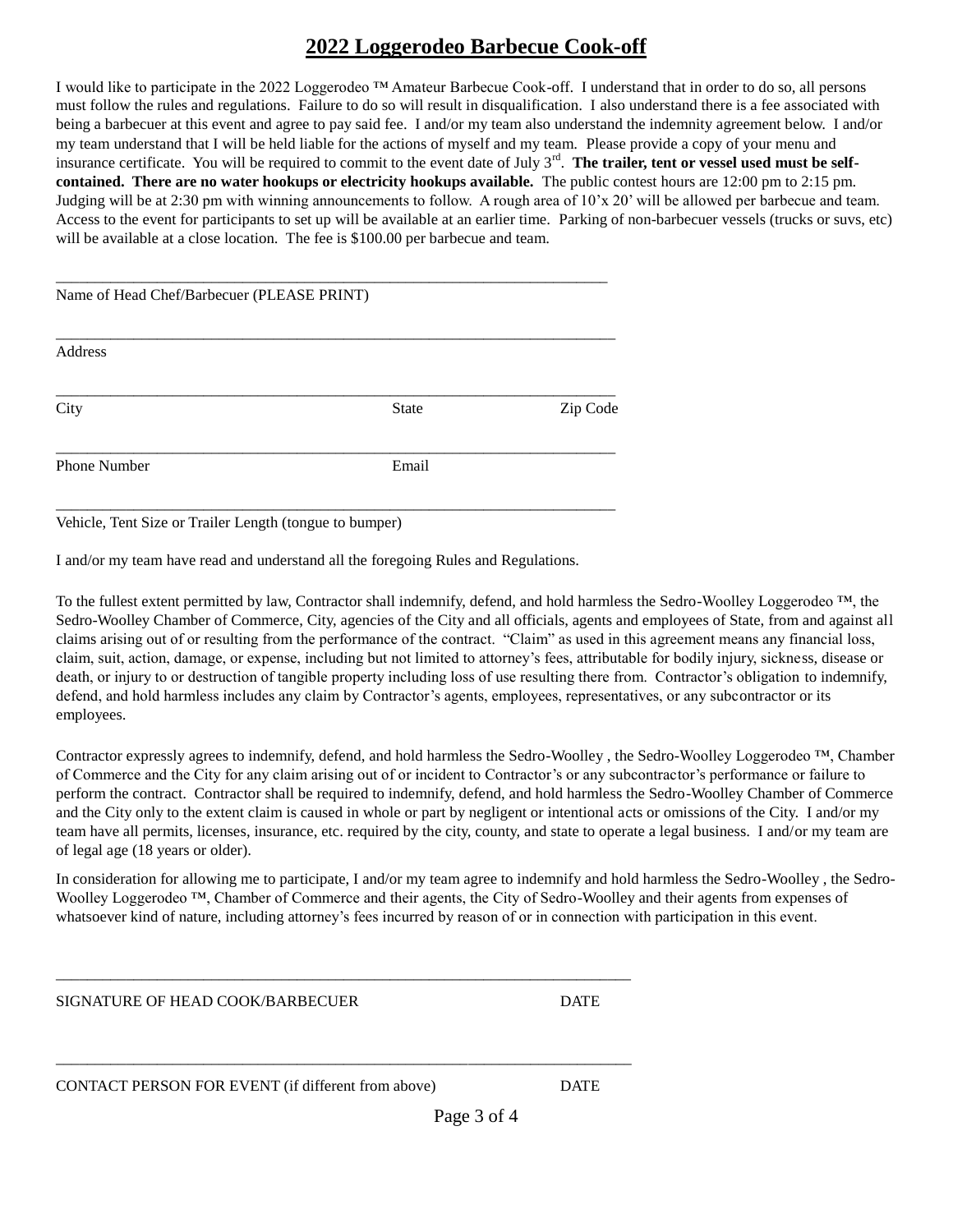# 2022 Loggerodeo Barbecue Cook-off

I would like to participate in the 2022 Loggerodeo ™ Amateur Barbecue Cook-off. I understand that in order to do so, all persons must follow the rules and regulations. Failure to do so will result in disqualification. I also understand there is a fee associated with being a barbecuer at this event and agree to pay said fee. I and/or my team also understand the indemnity agreement below. I and/or my team understand that I will be held liable for the actions of myself and my team. Please provide a copy of your menu and insurance certificate. You will be required to commit to the event date of July 3rd. **The trailer, tent or vessel used must be self-contained. There are no water hookups or electricity hookups available.** The public contest hours are 12:00 pm to 2:15 pm. Judging will be at 2:30 pm with winning announcements to follow. A rough area of 10'x 20' will be allowed per barbecue and team. Access to the event for participants to set up will be available at an earlier time. Parking of non-barbecuer vessels (trucks or suvs, etc) will be available at a close location. The fee is $100.00 per barbecue and team.

\_\_\_\_\_\_\_\_\_\_\_\_\_\_\_\_\_\_\_\_\_\_\_\_\_\_\_\_\_\_\_\_\_\_\_\_\_\_\_\_\_\_\_\_\_\_\_\_\_\_\_\_\_\_\_\_\_\_\_\_\_\_\_\_\_\_\_\_\_

Name of Head Chef/Barbecuer (PLEASE PRINT)

\_\_\_\_\_\_\_\_\_\_\_\_\_\_\_\_\_\_\_\_\_\_\_\_\_\_\_\_\_\_\_\_\_\_\_\_\_\_\_\_\_\_\_\_\_\_\_\_\_\_\_\_\_\_\_\_\_\_\_\_\_\_\_\_\_\_\_\_\_

Address

\_\_\_\_\_\_\_\_\_\_\_\_\_\_\_\_\_\_\_\_\_\_\_\_\_\_\_\_\_\_\_\_\_\_\_\_\_\_\_\_\_\_\_\_\_\_\_\_\_\_\_\_\_\_\_\_\_\_\_\_\_\_\_\_\_\_\_\_\_

City State Zip Code

\_\_\_\_\_\_\_\_\_\_\_\_\_\_\_\_\_\_\_\_\_\_\_\_\_\_\_\_\_\_\_\_\_\_\_\_\_\_\_\_\_\_\_\_\_\_\_\_\_\_\_\_\_\_\_\_\_\_\_\_\_\_\_\_\_\_\_\_\_

Phone Number Email

\_\_\_\_\_\_\_\_\_\_\_\_\_\_\_\_\_\_\_\_\_\_\_\_\_\_\_\_\_\_\_\_\_\_\_\_\_\_\_\_\_\_\_\_\_\_\_\_\_\_\_\_\_\_\_\_\_\_\_\_\_\_\_\_\_\_\_\_\_

Vehicle, Tent Size or Trailer Length (tongue to bumper)

I and/or my team have read and understand all the foregoing Rules and Regulations.

To the fullest extent permitted by law, Contractor shall indemnify, defend, and hold harmless the Sedro-Woolley Loggerodeo ™, the Sedro-Woolley Chamber of Commerce, City, agencies of the City and all officials, agents and employees of State, from and against all claims arising out of or resulting from the performance of the contract. "Claim" as used in this agreement means any financial loss, claim, suit, action, damage, or expense, including but not limited to attorney's fees, attributable for bodily injury, sickness, disease or death, or injury to or destruction of tangible property including loss of use resulting there from. Contractor's obligation to indemnify, defend, and hold harmless includes any claim by Contractor's agents, employees, representatives, or any subcontractor or its employees.

Contractor expressly agrees to indemnify, defend, and hold harmless the Sedro-Woolley , the Sedro-Woolley Loggerodeo ™, Chamber of Commerce and the City for any claim arising out of or incident to Contractor's or any subcontractor's performance or failure to perform the contract. Contractor shall be required to indemnify, defend, and hold harmless the Sedro-Woolley Chamber of Commerce and the City only to the extent claim is caused in whole or part by negligent or intentional acts or omissions of the City. I and/or my team have all permits, licenses, insurance, etc. required by the city, county, and state to operate a legal business. I and/or my team are of legal age (18 years or older).

In consideration for allowing me to participate, I and/or my team agree to indemnify and hold harmless the Sedro-Woolley , the Sedro-Woolley Loggerodeo ™, Chamber of Commerce and their agents, the City of Sedro-Woolley and their agents from expenses of whatsoever kind of nature, including attorney's fees incurred by reason of or in connection with participation in this event.

\_\_\_\_\_\_\_\_\_\_\_\_\_\_\_\_\_\_\_\_\_\_\_\_\_\_\_\_\_\_\_\_\_\_\_\_\_\_\_\_\_\_\_\_\_\_\_\_\_\_\_\_\_\_\_\_\_\_\_\_\_\_\_\_\_\_\_\_\_

SIGNATURE OF HEAD COOK/BARBECUER DATE

\_\_\_\_\_\_\_\_\_\_\_\_\_\_\_\_\_\_\_\_\_\_\_\_\_\_\_\_\_\_\_\_\_\_\_\_\_\_\_\_\_\_\_\_\_\_\_\_\_\_\_\_\_\_\_\_\_\_\_\_\_\_\_\_\_\_\_\_\_

CONTACT PERSON FOR EVENT (if different from above) DATE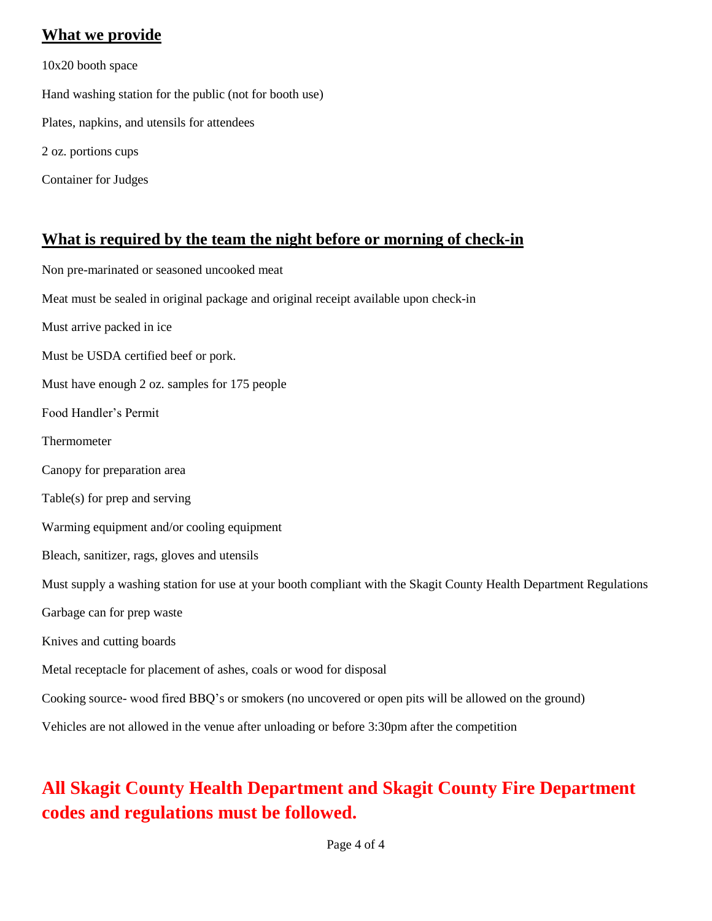## What we provide

10x20 booth space

Hand washing station for the public (not for booth use)

Plates, napkins, and utensils for attendees

2 oz. portions cups

Container for Judges

## What is required by the team the night before or morning of check-in

Non pre-marinated or seasoned uncooked meat

Meat must be sealed in original package and original receipt available upon check-in

Must arrive packed in ice

Must be USDA certified beef or pork.

Must have enough 2 oz. samples for 175 people

Food Handler's Permit

Thermometer

Canopy for preparation area

Table(s) for prep and serving

Warming equipment and/or cooling equipment

Bleach, sanitizer, rags, gloves and utensils

Must supply a washing station for use at your booth compliant with the Skagit County Health Department Regulations

Garbage can for prep waste

Knives and cutting boards

Metal receptacle for placement of ashes, coals or wood for disposal

Cooking source- wood fired BBQ's or smokers (no uncovered or open pits will be allowed on the ground)

Vehicles are not allowed in the venue after unloading or before 3:30pm after the competition

**All Skagit County Health Department and Skagit County Fire Department codes and regulations must be followed.**